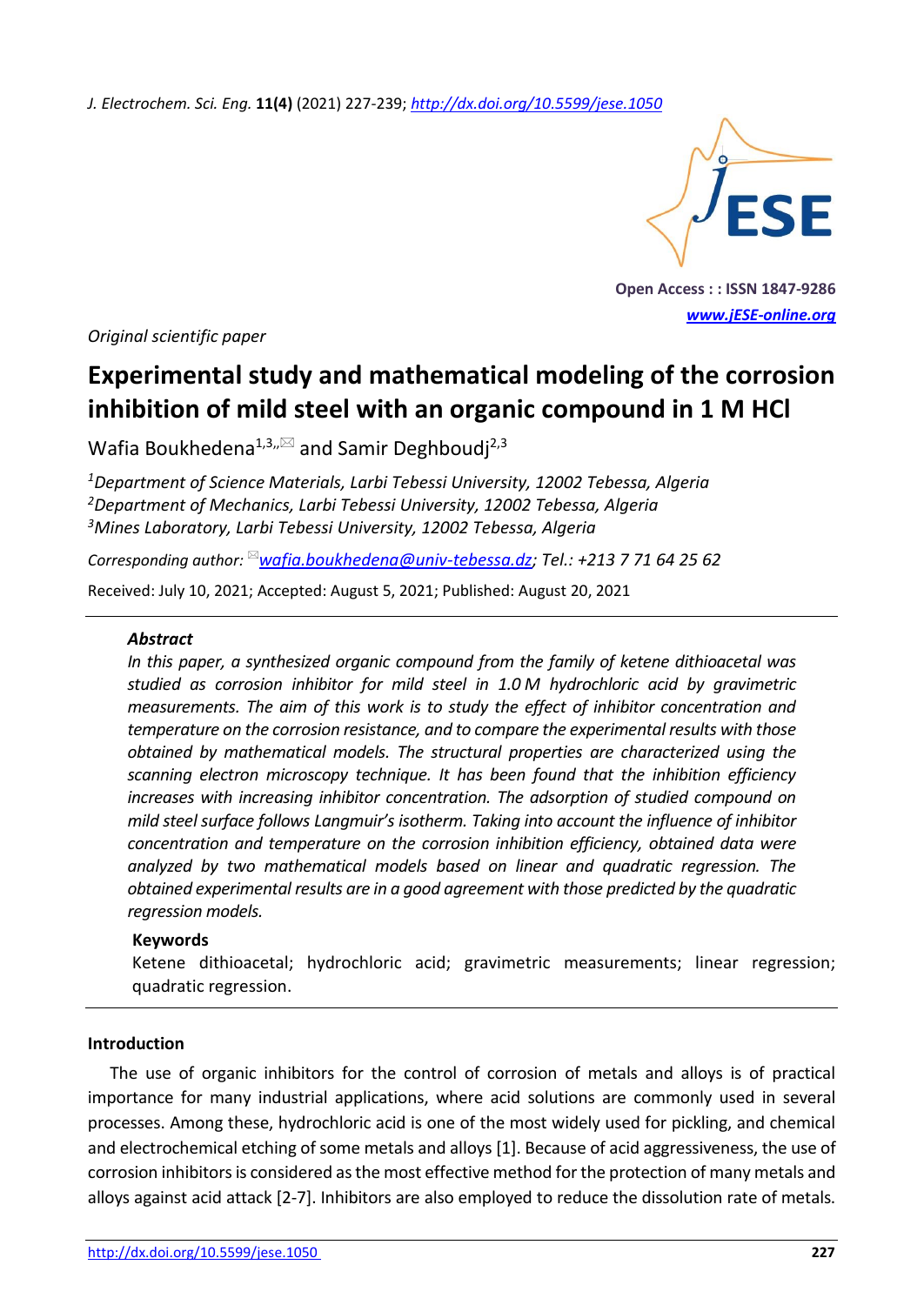Original scientific paper

# Experimental study and mathematical modeling of the corrosion inhibition of mild steel with an organic compound in 1 M HCl

Wafia Boukhedena[1,3,✉] and Samir Deghboudj[2,3]

[1]*Department of Science Materials, Larbi Tebessi University, 12002 Tebessa, Algeria*
[2]*Department of Mechanics, Larbi Tebessi University, 12002 Tebessa, Algeria*
[3]*Mines Laboratory, Larbi Tebessi University, 12002 Tebessa, Algeria*

*Corresponding author:* ✉*wafia.boukhedena@univ-tebessa.dz; Tel.: +213 7 71 64 25 62*

Received: July 10, 2021; Accepted: August 5, 2021; Published: August 20, 2021

### Abstract

*In this paper, a synthesized organic compound from the family of ketene dithioacetal was studied as corrosion inhibitor for mild steel in 1.0 M hydrochloric acid by gravimetric measurements. The aim of this work is to study the effect of inhibitor concentration and temperature on the corrosion resistance, and to compare the experimental results with those obtained by mathematical models. The structural properties are characterized using the scanning electron microscopy technique. It has been found that the inhibition efficiency increases with increasing inhibitor concentration. The adsorption of studied compound on mild steel surface follows Langmuir's isotherm. Taking into account the influence of inhibitor concentration and temperature on the corrosion inhibition efficiency, obtained data were analyzed by two mathematical models based on linear and quadratic regression. The obtained experimental results are in a good agreement with those predicted by the quadratic regression models.*

### Keywords

Ketene dithioacetal; hydrochloric acid; gravimetric measurements; linear regression; quadratic regression.

## Introduction

The use of organic inhibitors for the control of corrosion of metals and alloys is of practical importance for many industrial applications, where acid solutions are commonly used in several processes. Among these, hydrochloric acid is one of the most widely used for pickling, and chemical and electrochemical etching of some metals and alloys [1]. Because of acid aggressiveness, the use of corrosion inhibitors is considered as the most effective method for the protection of many metals and alloys against acid attack [2-7]. Inhibitors are also employed to reduce the dissolution rate of metals.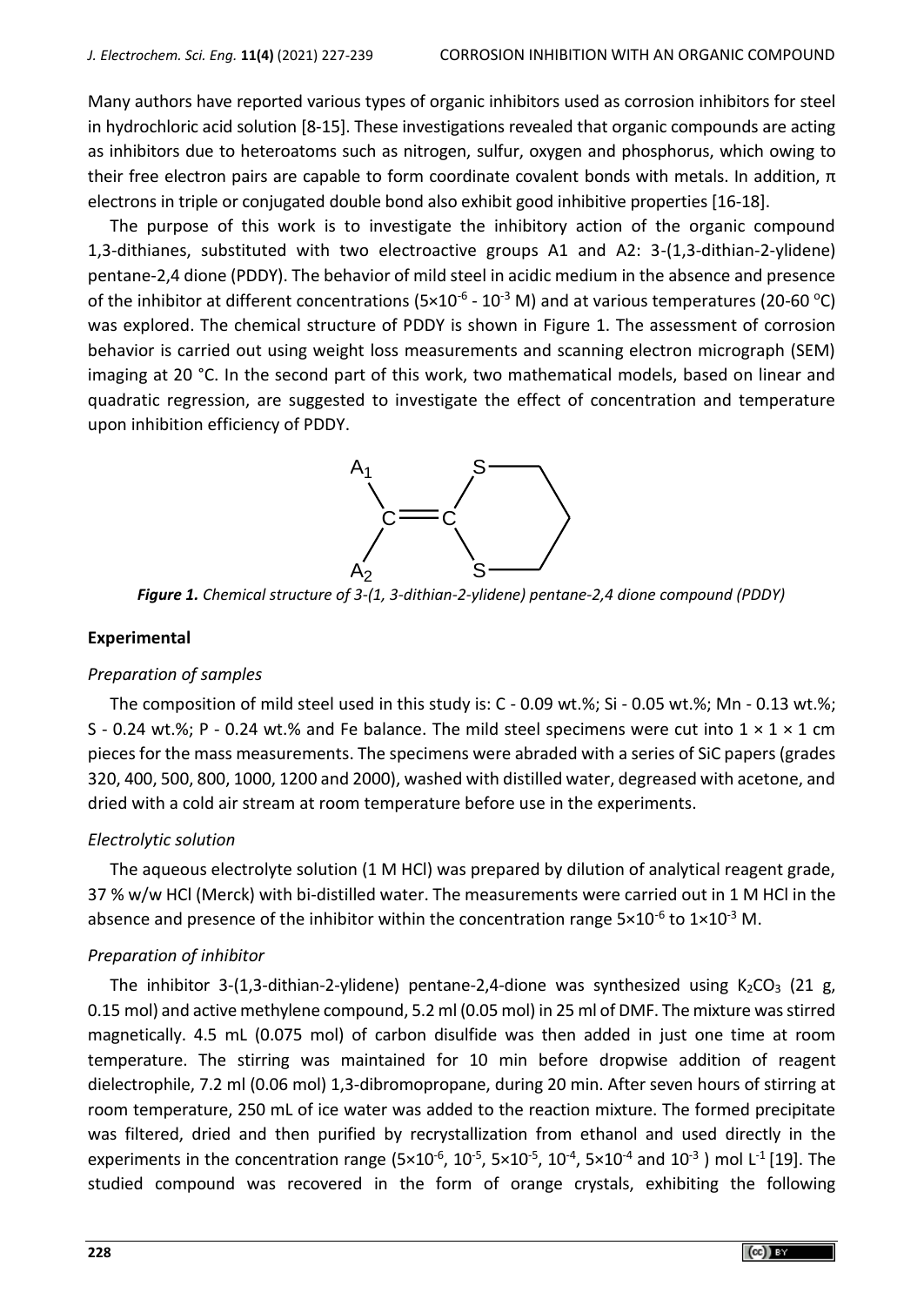Many authors have reported various types of organic inhibitors used as corrosion inhibitors for steel in hydrochloric acid solution [8-15]. These investigations revealed that organic compounds are acting as inhibitors due to heteroatoms such as nitrogen, sulfur, oxygen and phosphorus, which owing to their free electron pairs are capable to form coordinate covalent bonds with metals. In addition, π electrons in triple or conjugated double bond also exhibit good inhibitive properties [16-18].

The purpose of this work is to investigate the inhibitory action of the organic compound 1,3-dithianes, substituted with two electroactive groups A1 and A2: 3-(1,3-dithian-2-ylidene) pentane-2,4 dione (PDDY). The behavior of mild steel in acidic medium in the absence and presence of the inhibitor at different concentrations ($5\times10^{-6}$ - $10^{-3}$ M) and at various temperatures (20-60 °C) was explored. The chemical structure of PDDY is shown in Figure 1. The assessment of corrosion behavior is carried out using weight loss measurements and scanning electron micrograph (SEM) imaging at 20 °C. In the second part of this work, two mathematical models, based on linear and quadratic regression, are suggested to investigate the effect of concentration and temperature upon inhibition efficiency of PDDY.

***Figure 1.*** *Chemical structure of 3-(1, 3-dithian-2-ylidene) pentane-2,4 dione compound (PDDY)*

## Experimental

### *Preparation of samples*

The composition of mild steel used in this study is: C - 0.09 wt.%; Si - 0.05 wt.%; Mn - 0.13 wt.%; S - 0.24 wt.%; P - 0.24 wt.% and Fe balance. The mild steel specimens were cut into 1 × 1 × 1 cm pieces for the mass measurements. The specimens were abraded with a series of SiC papers (grades 320, 400, 500, 800, 1000, 1200 and 2000), washed with distilled water, degreased with acetone, and dried with a cold air stream at room temperature before use in the experiments.

### *Electrolytic solution*

The aqueous electrolyte solution (1 M HCl) was prepared by dilution of analytical reagent grade, 37 % w/w HCl (Merck) with bi-distilled water. The measurements were carried out in 1 M HCl in the absence and presence of the inhibitor within the concentration range $5\times10^{-6}$ to $1\times10^{-3}$ M.

### *Preparation of inhibitor*

The inhibitor 3-(1,3-dithian-2-ylidene) pentane-2,4-dione was synthesized using $K_2CO_3$ (21 g, 0.15 mol) and active methylene compound, 5.2 ml (0.05 mol) in 25 ml of DMF. The mixture was stirred magnetically. 4.5 mL (0.075 mol) of carbon disulfide was then added in just one time at room temperature. The stirring was maintained for 10 min before dropwise addition of reagent dielectrophile, 7.2 ml (0.06 mol) 1,3-dibromopropane, during 20 min. After seven hours of stirring at room temperature, 250 mL of ice water was added to the reaction mixture. The formed precipitate was filtered, dried and then purified by recrystallization from ethanol and used directly in the experiments in the concentration range ($5\times10^{-6}$, $10^{-5}$, $5\times10^{-5}$, $10^{-4}$, $5\times10^{-4}$ and $10^{-3}$ ) mol $L^{-1}$ [19]. The studied compound was recovered in the form of orange crystals, exhibiting the following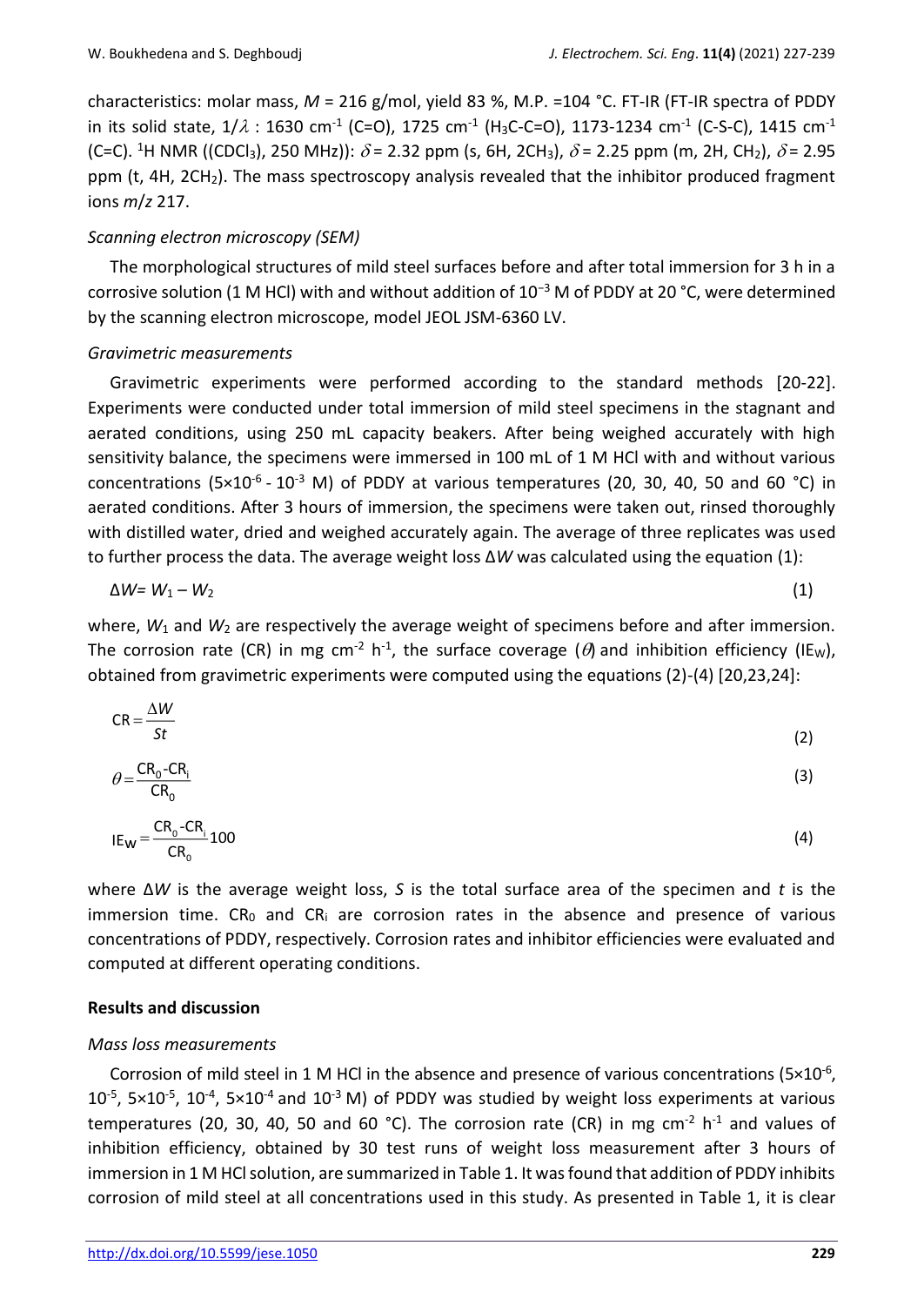characteristics: molar mass, $M$ = 216 g/mol, yield 83 %, M.P. =104 °C. FT-IR (FT-IR spectra of PDDY in its solid state, $1/\lambda$ : 1630 $cm^{-1}$ (C=O), 1725 $cm^{-1}$ ($H_3C$-C=O), 1173-1234 $cm^{-1}$ (C-S-C), 1415 $cm^{-1}$ (C=C). $^1H$ NMR (($CDCl_3$), 250 MHz)): $\delta$ = 2.32 ppm (s, 6H, $2CH_3$), $\delta$ = 2.25 ppm (m, 2H, $CH_2$), $\delta$ = 2.95 ppm (t, 4H, $2CH_2$). The mass spectroscopy analysis revealed that the inhibitor produced fragment ions $m/z$ 217.

### *Scanning electron microscopy (SEM)*

The morphological structures of mild steel surfaces before and after total immersion for 3 h in a corrosive solution (1 M HCl) with and without addition of $10^{-3}$ M of PDDY at 20 °C, were determined by the scanning electron microscope, model JEOL JSM-6360 LV.

### *Gravimetric measurements*

Gravimetric experiments were performed according to the standard methods [20-22]. Experiments were conducted under total immersion of mild steel specimens in the stagnant and aerated conditions, using 250 mL capacity beakers. After being weighed accurately with high sensitivity balance, the specimens were immersed in 100 mL of 1 M HCl with and without various concentrations ($5\times10^{-6}$ - $10^{-3}$ M) of PDDY at various temperatures (20, 30, 40, 50 and 60 °C) in aerated conditions. After 3 hours of immersion, the specimens were taken out, rinsed thoroughly with distilled water, dried and weighed accurately again. The average of three replicates was used to further process the data. The average weight loss $\Delta W$ was calculated using the equation (1):

$$\Delta W = W_1 - W_2 \tag{1}$$

where, $W_1$ and $W_2$ are respectively the average weight of specimens before and after immersion. The corrosion rate (CR) in mg $cm^{-2}$ $h^{-1}$, the surface coverage ($\theta$) and inhibition efficiency ($IE_W$), obtained from gravimetric experiments were computed using the equations (2)-(4) [20,23,24]:

$$\text{CR} = \frac{\Delta W}{St} \tag{2}$$

$$\theta = \frac{\text{CR}_0 - \text{CR}_i}{\text{CR}_0} \tag{3}$$

$$\text{IE}_W = \frac{\text{CR}_0 - \text{CR}_i}{\text{CR}_0} 100 \tag{4}$$

where $\Delta W$ is the average weight loss, $S$ is the total surface area of the specimen and $t$ is the immersion time. $CR_0$ and $CR_i$ are corrosion rates in the absence and presence of various concentrations of PDDY, respectively. Corrosion rates and inhibitor efficiencies were evaluated and computed at different operating conditions.

## **Results and discussion**

### *Mass loss measurements*

Corrosion of mild steel in 1 M HCl in the absence and presence of various concentrations ($5\times10^{-6}$, $10^{-5}$, $5\times10^{-5}$, $10^{-4}$, $5\times10^{-4}$ and $10^{-3}$ M) of PDDY was studied by weight loss experiments at various temperatures (20, 30, 40, 50 and 60 °C). The corrosion rate (CR) in mg $cm^{-2}$ $h^{-1}$ and values of inhibition efficiency, obtained by 30 test runs of weight loss measurement after 3 hours of immersion in 1 M HCl solution, are summarized in Table 1. It was found that addition of PDDY inhibits corrosion of mild steel at all concentrations used in this study. As presented in Table 1, it is clear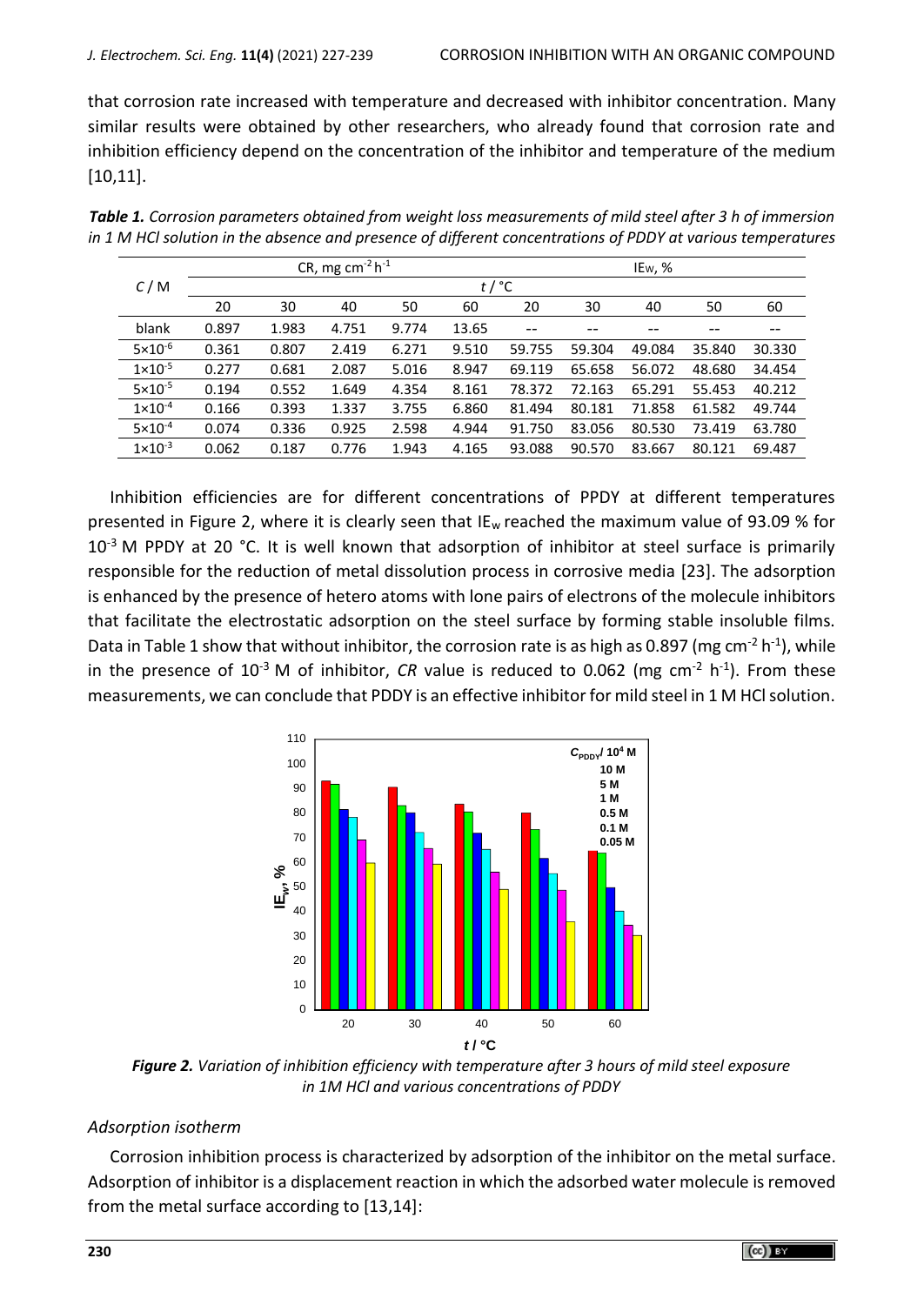that corrosion rate increased with temperature and decreased with inhibitor concentration. Many similar results were obtained by other researchers, who already found that corrosion rate and inhibition efficiency depend on the concentration of the inhibitor and temperature of the medium [10,11].

***Table 1.*** *Corrosion parameters obtained from weight loss measurements of mild steel after 3 h of immersion in 1 M HCl solution in the absence and presence of different concentrations of PDDY at various temperatures*

| $C$ / M | CR, mg cm$^{-2}$ h$^{-1}$ | | | | | IEw, % | | | | |
|---|---|---|---|---|---|---|---|---|---|---|
| | $t$ / °C | | | | | | | | | |
| | 20 | 30 | 40 | 50 | 60 | 20 | 30 | 40 | 50 | 60 |
| blank | 0.897 | 1.983 | 4.751 | 9.774 | 13.65 | -- | -- | -- | -- | -- |
| 5×10$^{-6}$ | 0.361 | 0.807 | 2.419 | 6.271 | 9.510 | 59.755 | 59.304 | 49.084 | 35.840 | 30.330 |
| 1×10$^{-5}$ | 0.277 | 0.681 | 2.087 | 5.016 | 8.947 | 69.119 | 65.658 | 56.072 | 48.680 | 34.454 |
| 5×10$^{-5}$ | 0.194 | 0.552 | 1.649 | 4.354 | 8.161 | 78.372 | 72.163 | 65.291 | 55.453 | 40.212 |
| 1×10$^{-4}$ | 0.166 | 0.393 | 1.337 | 3.755 | 6.860 | 81.494 | 80.181 | 71.858 | 61.582 | 49.744 |
| 5×10$^{-4}$ | 0.074 | 0.336 | 0.925 | 2.598 | 4.944 | 91.750 | 83.056 | 80.530 | 73.419 | 63.780 |
| 1×10$^{-3}$ | 0.062 | 0.187 | 0.776 | 1.943 | 4.165 | 93.088 | 90.570 | 83.667 | 80.121 | 69.487 |

Inhibition efficiencies are for different concentrations of PPDY at different temperatures presented in Figure 2, where it is clearly seen that $IE_w$ reached the maximum value of 93.09 % for $10^{-3}$ M PPDY at 20 °C. It is well known that adsorption of inhibitor at steel surface is primarily responsible for the reduction of metal dissolution process in corrosive media [23]. The adsorption is enhanced by the presence of hetero atoms with lone pairs of electrons of the molecule inhibitors that facilitate the electrostatic adsorption on the steel surface by forming stable insoluble films. Data in Table 1 show that without inhibitor, the corrosion rate is as high as 0.897 (mg cm$^{-2}$ h$^{-1}$), while in the presence of $10^{-3}$ M of inhibitor, $CR$ value is reduced to 0.062 (mg cm$^{-2}$ h$^{-1}$). From these measurements, we can conclude that PDDY is an effective inhibitor for mild steel in 1 M HCl solution.

***Figure 2.*** *Variation of inhibition efficiency with temperature after 3 hours of mild steel exposure in 1M HCl and various concentrations of PDDY*

### *Adsorption isotherm*

Corrosion inhibition process is characterized by adsorption of the inhibitor on the metal surface. Adsorption of inhibitor is a displacement reaction in which the adsorbed water molecule is removed from the metal surface according to [13,14]: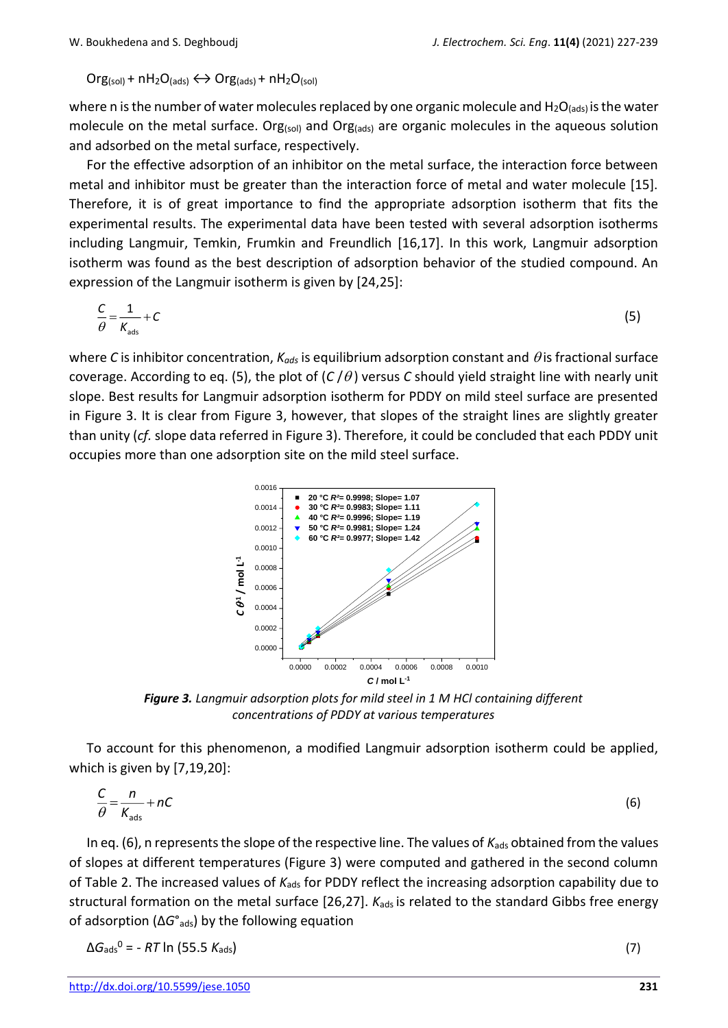$$Org_{(sol)} + nH_2O_{(ads)} \leftrightarrow Org_{(ads)} + nH_2O_{(sol)}$$

where n is the number of water molecules replaced by one organic molecule and $H_2O_{(ads)}$ is the water molecule on the metal surface. $Org_{(sol)}$ and $Org_{(ads)}$ are organic molecules in the aqueous solution and adsorbed on the metal surface, respectively.

For the effective adsorption of an inhibitor on the metal surface, the interaction force between metal and inhibitor must be greater than the interaction force of metal and water molecule [15]. Therefore, it is of great importance to find the appropriate adsorption isotherm that fits the experimental results. The experimental data have been tested with several adsorption isotherms including Langmuir, Temkin, Frumkin and Freundlich [16,17]. In this work, Langmuir adsorption isotherm was found as the best description of adsorption behavior of the studied compound. An expression of the Langmuir isotherm is given by [24,25]:

$$\frac{C}{\theta} = \frac{1}{K_{ads}} + C \tag{5}$$

where $C$ is inhibitor concentration, $K_{ads}$ is equilibrium adsorption constant and $\theta$ is fractional surface coverage. According to eq. (5), the plot of ($C/\theta$) versus $C$ should yield straight line with nearly unit slope. Best results for Langmuir adsorption isotherm for PDDY on mild steel surface are presented in Figure 3. It is clear from Figure 3, however, that slopes of the straight lines are slightly greater than unity (*cf.* slope data referred in Figure 3). Therefore, it could be concluded that each PDDY unit occupies more than one adsorption site on the mild steel surface.

**Figure 3.** *Langmuir adsorption plots for mild steel in 1 M HCl containing different concentrations of PDDY at various temperatures*

To account for this phenomenon, a modified Langmuir adsorption isotherm could be applied, which is given by [7,19,20]:

$$\frac{C}{\theta} = \frac{n}{K_{ads}} + nC \tag{6}$$

In eq. (6), n represents the slope of the respective line. The values of $K_{ads}$ obtained from the values of slopes at different temperatures (Figure 3) were computed and gathered in the second column of Table 2. The increased values of $K_{ads}$ for PDDY reflect the increasing adsorption capability due to structural formation on the metal surface [26,27]. $K_{ads}$ is related to the standard Gibbs free energy of adsorption ($\Delta G^\circ_{ads}$) by the following equation

$$\Delta G_{ads}^0 = - RT \ln (55.5\, K_{ads}) \tag{7}$$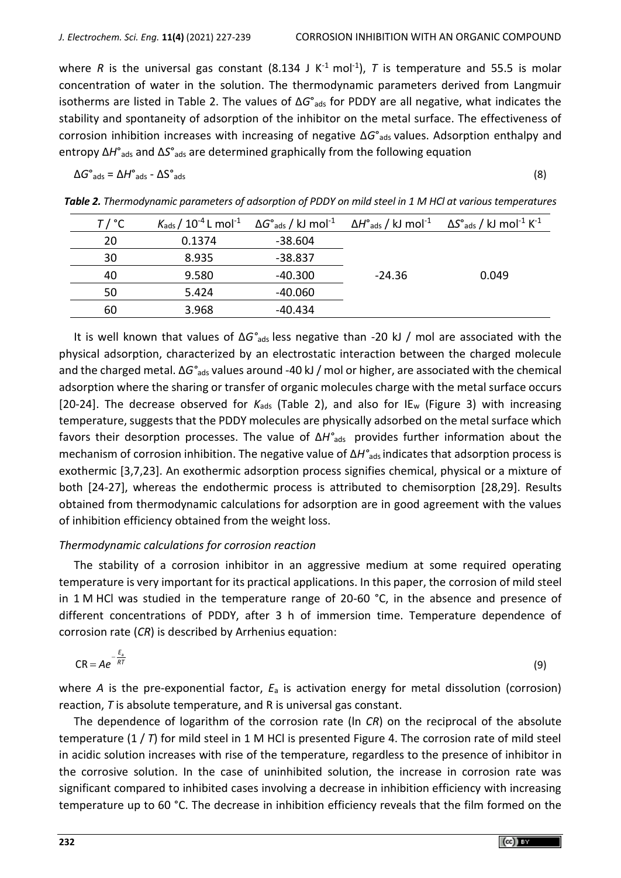where $R$ is the universal gas constant (8.134 J K$^{-1}$ mol$^{-1}$), $T$ is temperature and 55.5 is molar concentration of water in the solution. The thermodynamic parameters derived from Langmuir isotherms are listed in Table 2. The values of $\Delta G^{\circ}_{ads}$ for PDDY are all negative, what indicates the stability and spontaneity of adsorption of the inhibitor on the metal surface. The effectiveness of corrosion inhibition increases with increasing of negative $\Delta G^{\circ}_{ads}$ values. Adsorption enthalpy and entropy $\Delta H^{\circ}_{ads}$ and $\Delta S^{\circ}_{ads}$ are determined graphically from the following equation

$$\Delta G^{\circ}_{ads} = \Delta H^{\circ}_{ads} - \Delta S^{\circ}_{ads} \tag{8}$$

***Table 2.*** *Thermodynamic parameters of adsorption of PDDY on mild steel in 1 M HCl at various temperatures*

| $T$ / °C | $K_{ads}$ / $10^{-4}$ L mol$^{-1}$ | $\Delta G^{\circ}_{ads}$ / kJ mol$^{-1}$ | $\Delta H^{\circ}_{ads}$ / kJ mol$^{-1}$ | $\Delta S^{\circ}_{ads}$ / kJ mol$^{-1}$ K$^{-1}$ |
|---|---|---|---|---|
| 20 | 0.1374 | -38.604 | | |
| 30 | 8.935 | -38.837 | | |
| 40 | 9.580 | -40.300 | -24.36 | 0.049 |
| 50 | 5.424 | -40.060 | | |
| 60 | 3.968 | -40.434 | | |

It is well known that values of $\Delta G^{\circ}_{ads}$ less negative than -20 kJ / mol are associated with the physical adsorption, characterized by an electrostatic interaction between the charged molecule and the charged metal. $\Delta G^{\circ}_{ads}$ values around -40 kJ / mol or higher, are associated with the chemical adsorption where the sharing or transfer of organic molecules charge with the metal surface occurs [20-24]. The decrease observed for $K_{ads}$ (Table 2), and also for $IE_w$ (Figure 3) with increasing temperature, suggests that the PDDY molecules are physically adsorbed on the metal surface which favors their desorption processes. The value of $\Delta H^{\circ}_{ads}$ provides further information about the mechanism of corrosion inhibition. The negative value of $\Delta H^{\circ}_{ads}$ indicates that adsorption process is exothermic [3,7,23]. An exothermic adsorption process signifies chemical, physical or a mixture of both [24-27], whereas the endothermic process is attributed to chemisorption [28,29]. Results obtained from thermodynamic calculations for adsorption are in good agreement with the values of inhibition efficiency obtained from the weight loss.

### *Thermodynamic calculations for corrosion reaction*

The stability of a corrosion inhibitor in an aggressive medium at some required operating temperature is very important for its practical applications. In this paper, the corrosion of mild steel in 1 M HCl was studied in the temperature range of 20-60 °C, in the absence and presence of different concentrations of PDDY, after 3 h of immersion time. Temperature dependence of corrosion rate ($CR$) is described by Arrhenius equation:

$$\mathrm{CR} = Ae^{-\frac{E_a}{RT}} \tag{9}$$

where $A$ is the pre-exponential factor, $E_a$ is activation energy for metal dissolution (corrosion) reaction, $T$ is absolute temperature, and R is universal gas constant.

The dependence of logarithm of the corrosion rate ($\ln CR$) on the reciprocal of the absolute temperature ($1 / T$) for mild steel in 1 M HCl is presented Figure 4. The corrosion rate of mild steel in acidic solution increases with rise of the temperature, regardless to the presence of inhibitor in the corrosive solution. In the case of uninhibited solution, the increase in corrosion rate was significant compared to inhibited cases involving a decrease in inhibition efficiency with increasing temperature up to 60 °C. The decrease in inhibition efficiency reveals that the film formed on the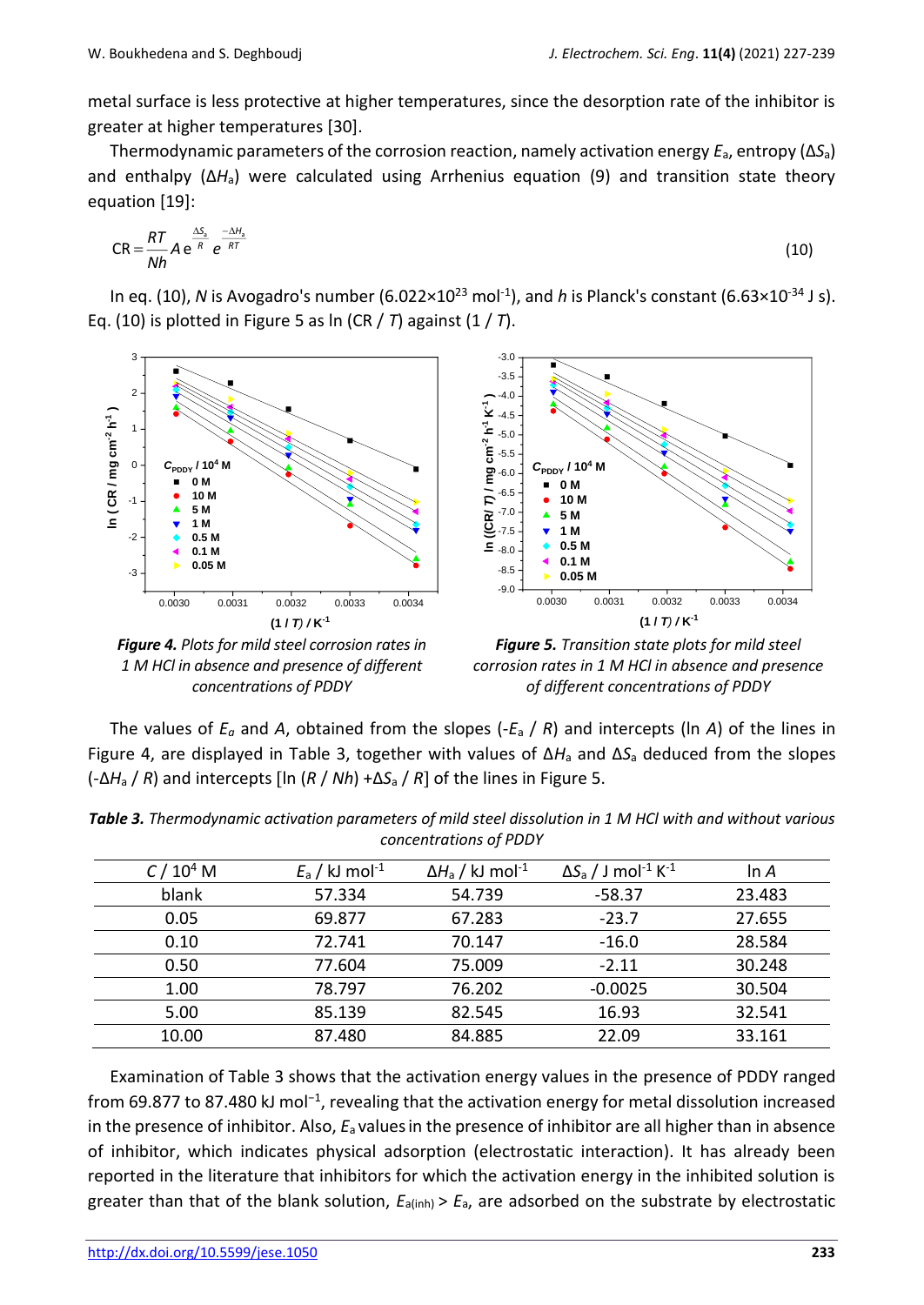metal surface is less protective at higher temperatures, since the desorption rate of the inhibitor is greater at higher temperatures [30].

Thermodynamic parameters of the corrosion reaction, namely activation energy $E_a$, entropy ($\Delta S_a$) and enthalpy ($\Delta H_a$) were calculated using Arrhenius equation (9) and transition state theory equation [19]:

$$\text{CR} = \frac{RT}{Nh} A \, \text{e}^{\frac{\Delta S_a}{R}} \, \text{e}^{\frac{-\Delta H_a}{RT}} \tag{10}$$

In eq. (10), $N$ is Avogadro's number ($6.022 \times 10^{23}$ mol$^{-1}$), and $h$ is Planck's constant ($6.63 \times 10^{-34}$ J s). Eq. (10) is plotted in Figure 5 as ln (CR / $T$) against (1 / $T$).

***Figure 4.*** *Plots for mild steel corrosion rates in 1 M HCl in absence and presence of different concentrations of PDDY*

***Figure 5.*** *Transition state plots for mild steel corrosion rates in 1 M HCl in absence and presence of different concentrations of PDDY*

The values of $E_a$ and $A$, obtained from the slopes ($-E_a$ / $R$) and intercepts (ln $A$) of the lines in Figure 4, are displayed in Table 3, together with values of $\Delta H_a$ and $\Delta S_a$ deduced from the slopes ($-\Delta H_a$ / $R$) and intercepts [ln ($R$ / $Nh$) + $\Delta S_a$ / $R$] of the lines in Figure 5.

***Table 3.*** *Thermodynamic activation parameters of mild steel dissolution in 1 M HCl with and without various concentrations of PDDY*

| $C$ / $10^4$ M | $E_a$ / kJ mol$^{-1}$ | $\Delta H_a$ / kJ mol$^{-1}$ | $\Delta S_a$ / J mol$^{-1}$ K$^{-1}$ | ln $A$ |
|---|---|---|---|---|
| blank | 57.334 | 54.739 | -58.37 | 23.483 |
| 0.05 | 69.877 | 67.283 | -23.7 | 27.655 |
| 0.10 | 72.741 | 70.147 | -16.0 | 28.584 |
| 0.50 | 77.604 | 75.009 | -2.11 | 30.248 |
| 1.00 | 78.797 | 76.202 | -0.0025 | 30.504 |
| 5.00 | 85.139 | 82.545 | 16.93 | 32.541 |
| 10.00 | 87.480 | 84.885 | 22.09 | 33.161 |

Examination of Table 3 shows that the activation energy values in the presence of PDDY ranged from 69.877 to 87.480 kJ mol$^{-1}$, revealing that the activation energy for metal dissolution increased in the presence of inhibitor. Also, $E_a$ values in the presence of inhibitor are all higher than in absence of inhibitor, which indicates physical adsorption (electrostatic interaction). It has already been reported in the literature that inhibitors for which the activation energy in the inhibited solution is greater than that of the blank solution, $E_{a(inh)} > E_a$, are adsorbed on the substrate by electrostatic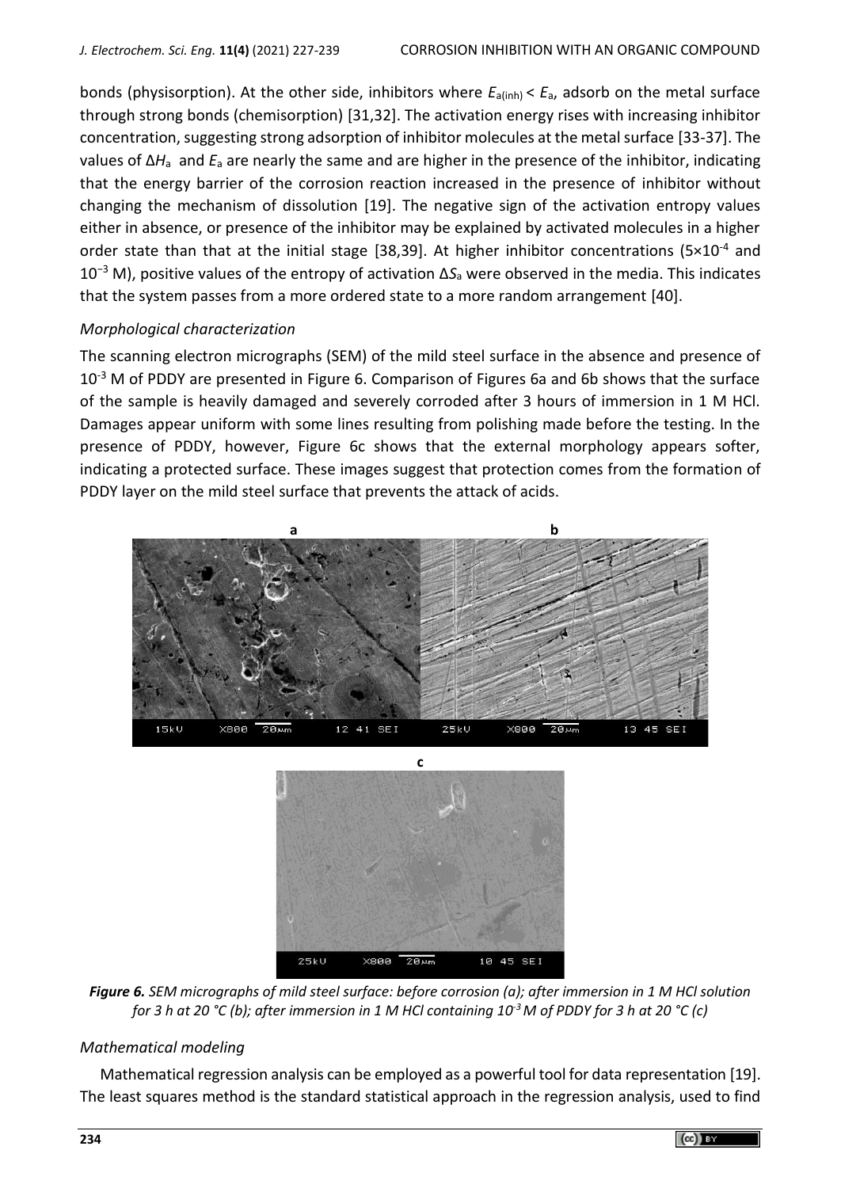bonds (physisorption). At the other side, inhibitors where $E_{a(inh)} < E_a$, adsorb on the metal surface through strong bonds (chemisorption) [31,32]. The activation energy rises with increasing inhibitor concentration, suggesting strong adsorption of inhibitor molecules at the metal surface [33-37]. The values of $\Delta H_a$ and $E_a$ are nearly the same and are higher in the presence of the inhibitor, indicating that the energy barrier of the corrosion reaction increased in the presence of inhibitor without changing the mechanism of dissolution [19]. The negative sign of the activation entropy values either in absence, or presence of the inhibitor may be explained by activated molecules in a higher order state than that at the initial stage [38,39]. At higher inhibitor concentrations ($5\times10^{-4}$ and $10^{-3}$ M), positive values of the entropy of activation $\Delta S_a$ were observed in the media. This indicates that the system passes from a more ordered state to a more random arrangement [40].

### *Morphological characterization*

The scanning electron micrographs (SEM) of the mild steel surface in the absence and presence of $10^{-3}$ M of PDDY are presented in Figure 6. Comparison of Figures 6a and 6b shows that the surface of the sample is heavily damaged and severely corroded after 3 hours of immersion in 1 M HCl. Damages appear uniform with some lines resulting from polishing made before the testing. In the presence of PDDY, however, Figure 6c shows that the external morphology appears softer, indicating a protected surface. These images suggest that protection comes from the formation of PDDY layer on the mild steel surface that prevents the attack of acids.

***Figure 6.*** *SEM micrographs of mild steel surface: before corrosion (a); after immersion in 1 M HCl solution for 3 h at 20 °C (b); after immersion in 1 M HCl containing $10^{-3}$ M of PDDY for 3 h at 20 °C (c)*

### *Mathematical modeling*

Mathematical regression analysis can be employed as a powerful tool for data representation [19]. The least squares method is the standard statistical approach in the regression analysis, used to find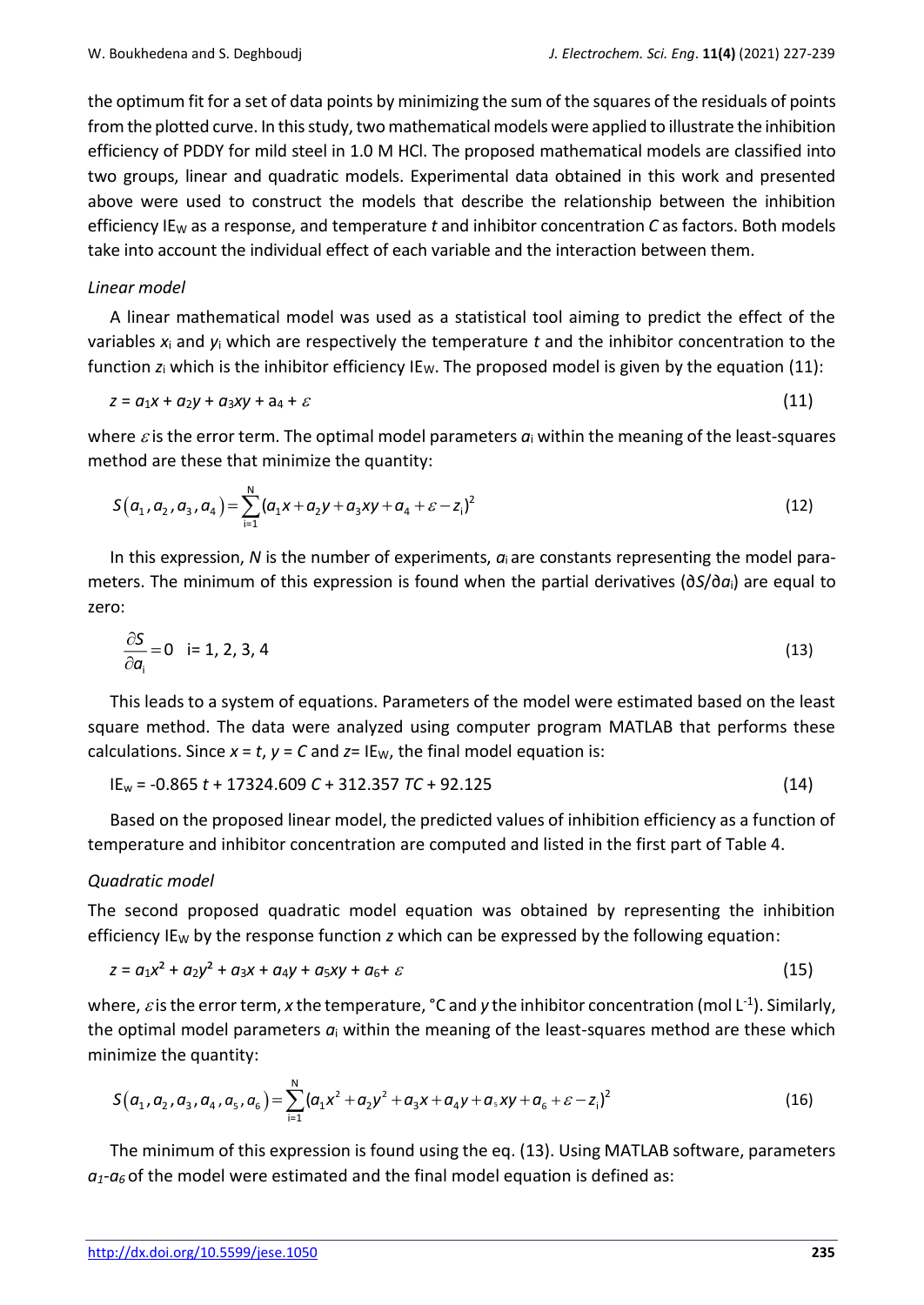the optimum fit for a set of data points by minimizing the sum of the squares of the residuals of points from the plotted curve. In this study, two mathematical models were applied to illustrate the inhibition efficiency of PDDY for mild steel in 1.0 M HCl. The proposed mathematical models are classified into two groups, linear and quadratic models. Experimental data obtained in this work and presented above were used to construct the models that describe the relationship between the inhibition efficiency $IE_W$ as a response, and temperature $t$ and inhibitor concentration $C$ as factors. Both models take into account the individual effect of each variable and the interaction between them.

*Linear model*

A linear mathematical model was used as a statistical tool aiming to predict the effect of the variables $x_i$ and $y_i$ which are respectively the temperature $t$ and the inhibitor concentration to the function $z_i$ which is the inhibitor efficiency $IE_W$. The proposed model is given by the equation (11):

$$z = a_1x + a_2y + a_3xy + a_4 + \varepsilon \tag{11}$$

where $\varepsilon$ is the error term. The optimal model parameters $a_i$ within the meaning of the least-squares method are these that minimize the quantity:

$$S\left(a_1, a_2, a_3, a_4\right) = \sum_{i=1}^{N}(a_1x + a_2y + a_3xy + a_4 + \varepsilon - z_i)^2 \tag{12}$$

In this expression, $N$ is the number of experiments, $a_i$ are constants representing the model parameters. The minimum of this expression is found when the partial derivatives ($\partial S/\partial a_i$) are equal to zero:

$$\frac{\partial S}{\partial a_i} = 0 \quad i = 1, 2, 3, 4 \tag{13}$$

This leads to a system of equations. Parameters of the model were estimated based on the least square method. The data were analyzed using computer program MATLAB that performs these calculations. Since $x = t$, $y = C$ and $z = IE_W$, the final model equation is:

$$IE_w = -0.865\,t + 17324.609\,C + 312.357\,TC + 92.125 \tag{14}$$

Based on the proposed linear model, the predicted values of inhibition efficiency as a function of temperature and inhibitor concentration are computed and listed in the first part of Table 4.

*Quadratic model*

The second proposed quadratic model equation was obtained by representing the inhibition efficiency $IE_W$ by the response function $z$ which can be expressed by the following equation:

$$z = a_1x^2 + a_2y^2 + a_3x + a_4y + a_5xy + a_6 + \varepsilon \tag{15}$$

where, $\varepsilon$ is the error term, $x$ the temperature, °C and $y$ the inhibitor concentration (mol $L^{-1}$). Similarly, the optimal model parameters $a_i$ within the meaning of the least-squares method are these which minimize the quantity:

$$S\left(a_1, a_2, a_3, a_4, a_5, a_6\right) = \sum_{i=1}^{N}(a_1x^2 + a_2y^2 + a_3x + a_4y + a_5xy + a_6 + \varepsilon - z_i)^2 \tag{16}$$

The minimum of this expression is found using the eq. (13). Using MATLAB software, parameters $a_1$-$a_6$ of the model were estimated and the final model equation is defined as: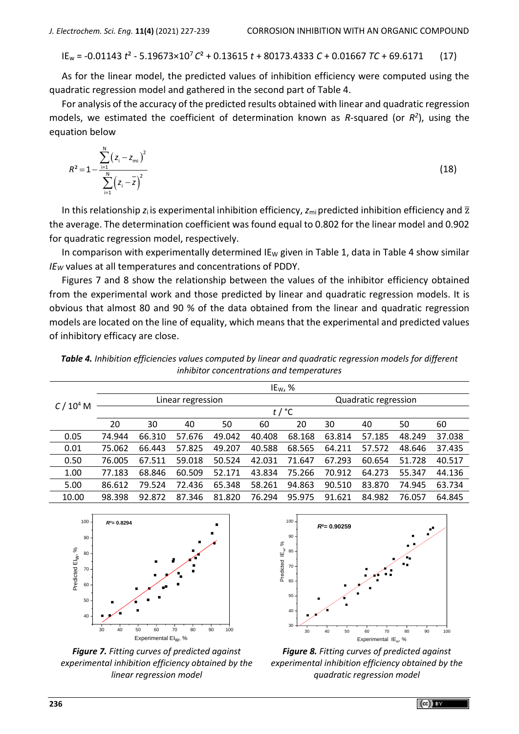$$IE_W = -0.01143\,t^2 - 5.19673\times10^7\,C^2 + 0.13615\,t + 80173.4333\,C + 0.01667\,TC + 69.6171 \qquad (17)$$

As for the linear model, the predicted values of inhibition efficiency were computed using the quadratic regression model and gathered in the second part of Table 4.

For analysis of the accuracy of the predicted results obtained with linear and quadratic regression models, we estimated the coefficient of determination known as *R*-squared (or $R^2$), using the equation below

$$R^2 = 1 - \frac{\sum_{i=1}^{N}\left(z_i - z_{mi}\right)^2}{\sum_{i=1}^{N}\left(z_i - \bar{z}\right)^2} \qquad (18)$$

In this relationship $z_i$ is experimental inhibition efficiency, $z_{mi}$ predicted inhibition efficiency and $\bar{z}$ the average. The determination coefficient was found equal to 0.802 for the linear model and 0.902 for quadratic regression model, respectively.

In comparison with experimentally determined $IE_W$ given in Table 1, data in Table 4 show similar $IE_W$ values at all temperatures and concentrations of PDDY.

Figures 7 and 8 show the relationship between the values of the inhibitor efficiency obtained from the experimental work and those predicted by linear and quadratic regression models. It is obvious that almost 80 and 90 % of the data obtained from the linear and quadratic regression models are located on the line of equality, which means that the experimental and predicted values of inhibitory efficacy are close.

***Table 4.*** *Inhibition efficiencies values computed by linear and quadratic regression models for different inhibitor concentrations and temperatures*

| $C$ / $10^4$ M | $IE_W$, % | | | | | | | | | |
|---|---|---|---|---|---|---|---|---|---|---|
| | Linear regression | | | | | Quadratic regression | | | | |
| | $t$ / °C | | | | | | | | | |
| | 20 | 30 | 40 | 50 | 60 | 20 | 30 | 40 | 50 | 60 |
| 0.05 | 74.944 | 66.310 | 57.676 | 49.042 | 40.408 | 68.168 | 63.814 | 57.185 | 48.249 | 37.038 |
| 0.01 | 75.062 | 66.443 | 57.825 | 49.207 | 40.588 | 68.565 | 64.211 | 57.572 | 48.646 | 37.435 |
| 0.50 | 76.005 | 67.511 | 59.018 | 50.524 | 42.031 | 71.647 | 67.293 | 60.654 | 51.728 | 40.517 |
| 1.00 | 77.183 | 68.846 | 60.509 | 52.171 | 43.834 | 75.266 | 70.912 | 64.273 | 55.347 | 44.136 |
| 5.00 | 86.612 | 79.524 | 72.436 | 65.348 | 58.261 | 94.863 | 90.510 | 83.870 | 74.945 | 63.734 |
| 10.00 | 98.398 | 92.872 | 87.346 | 81.820 | 76.294 | 95.975 | 91.621 | 84.982 | 76.057 | 64.845 |

***Figure 7.*** *Fitting curves of predicted against experimental inhibition efficiency obtained by the linear regression model*

***Figure 8.*** *Fitting curves of predicted against experimental inhibition efficiency obtained by the quadratic regression model*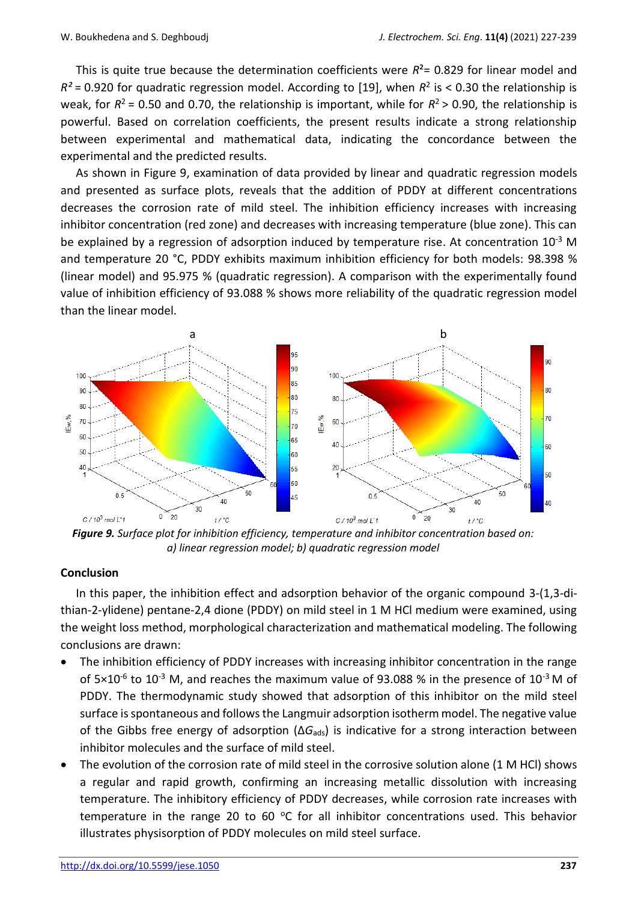This is quite true because the determination coefficients were $R^2$= 0.829 for linear model and $R^2$ = 0.920 for quadratic regression model. According to [19], when $R^2$ is < 0.30 the relationship is weak, for $R^2$ = 0.50 and 0.70, the relationship is important, while for $R^2$ > 0.90, the relationship is powerful. Based on correlation coefficients, the present results indicate a strong relationship between experimental and mathematical data, indicating the concordance between the experimental and the predicted results.

As shown in Figure 9, examination of data provided by linear and quadratic regression models and presented as surface plots, reveals that the addition of PDDY at different concentrations decreases the corrosion rate of mild steel. The inhibition efficiency increases with increasing inhibitor concentration (red zone) and decreases with increasing temperature (blue zone). This can be explained by a regression of adsorption induced by temperature rise. At concentration $10^{-3}$ M and temperature 20 °C, PDDY exhibits maximum inhibition efficiency for both models: 98.398 % (linear model) and 95.975 % (quadratic regression). A comparison with the experimentally found value of inhibition efficiency of 93.088 % shows more reliability of the quadratic regression model than the linear model.

***Figure 9.*** *Surface plot for inhibition efficiency, temperature and inhibitor concentration based on: a) linear regression model; b) quadratic regression model*

## Conclusion

In this paper, the inhibition effect and adsorption behavior of the organic compound 3-(1,3-dithian-2-ylidene) pentane-2,4 dione (PDDY) on mild steel in 1 M HCl medium were examined, using the weight loss method, morphological characterization and mathematical modeling. The following conclusions are drawn:

- The inhibition efficiency of PDDY increases with increasing inhibitor concentration in the range of $5\times10^{-6}$ to $10^{-3}$ M, and reaches the maximum value of 93.088 % in the presence of $10^{-3}$ M of PDDY. The thermodynamic study showed that adsorption of this inhibitor on the mild steel surface is spontaneous and follows the Langmuir adsorption isotherm model. The negative value of the Gibbs free energy of adsorption ($\Delta G_{ads}$) is indicative for a strong interaction between inhibitor molecules and the surface of mild steel.
- The evolution of the corrosion rate of mild steel in the corrosive solution alone (1 M HCl) shows a regular and rapid growth, confirming an increasing metallic dissolution with increasing temperature. The inhibitory efficiency of PDDY decreases, while corrosion rate increases with temperature in the range 20 to 60 °C for all inhibitor concentrations used. This behavior illustrates physisorption of PDDY molecules on mild steel surface.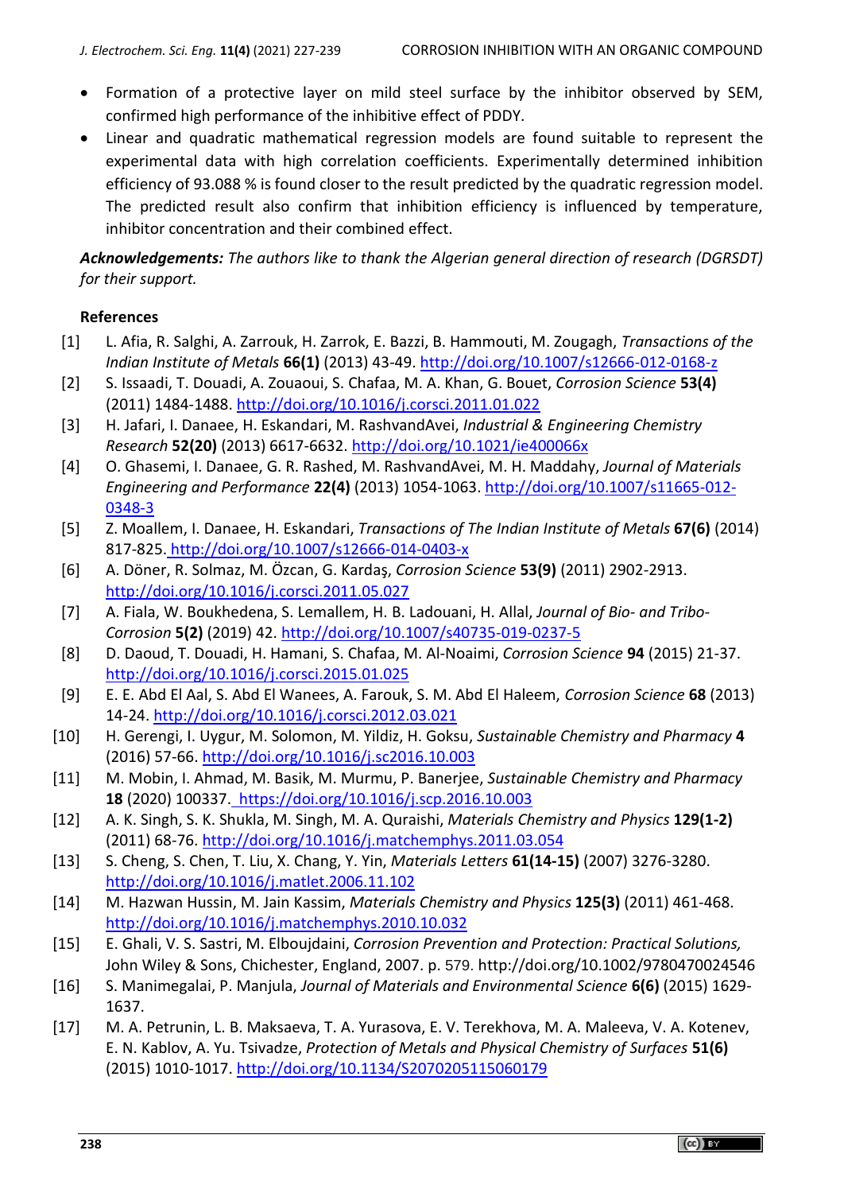- Formation of a protective layer on mild steel surface by the inhibitor observed by SEM, confirmed high performance of the inhibitive effect of PDDY.
- Linear and quadratic mathematical regression models are found suitable to represent the experimental data with high correlation coefficients. Experimentally determined inhibition efficiency of 93.088 % is found closer to the result predicted by the quadratic regression model. The predicted result also confirm that inhibition efficiency is influenced by temperature, inhibitor concentration and their combined effect.

***Acknowledgements:*** *The authors like to thank the Algerian general direction of research (DGRSDT) for their support.*

## References

[1] L. Afia, R. Salghi, A. Zarrouk, H. Zarrok, E. Bazzi, B. Hammouti, M. Zougagh, *Transactions of the Indian Institute of Metals* **66(1)** (2013) 43-49. http://doi.org/10.1007/s12666-012-0168-z

[2] S. Issaadi, T. Douadi, A. Zouaoui, S. Chafaa, M. A. Khan, G. Bouet, *Corrosion Science* **53(4)** (2011) 1484-1488. http://doi.org/10.1016/j.corsci.2011.01.022

[3] H. Jafari, I. Danaee, H. Eskandari, M. RashvandAvei, *Industrial & Engineering Chemistry Research* **52(20)** (2013) 6617-6632. http://doi.org/10.1021/ie400066x

[4] O. Ghasemi, I. Danaee, G. R. Rashed, M. RashvandAvei, M. H. Maddahy, *Journal of Materials Engineering and Performance* **22(4)** (2013) 1054-1063. http://doi.org/10.1007/s11665-012-0348-3

[5] Z. Moallem, I. Danaee, H. Eskandari, *Transactions of The Indian Institute of Metals* **67(6)** (2014) 817-825. http://doi.org/10.1007/s12666-014-0403-x

[6] A. Döner, R. Solmaz, M. Özcan, G. Kardaş, *Corrosion Science* **53(9)** (2011) 2902-2913. http://doi.org/10.1016/j.corsci.2011.05.027

[7] A. Fiala, W. Boukhedena, S. Lemallem, H. B. Ladouani, H. Allal, *Journal of Bio- and Tribo-Corrosion* **5(2)** (2019) 42. http://doi.org/10.1007/s40735-019-0237-5

[8] D. Daoud, T. Douadi, H. Hamani, S. Chafaa, M. Al-Noaimi, *Corrosion Science* **94** (2015) 21-37. http://doi.org/10.1016/j.corsci.2015.01.025

[9] E. E. Abd El Aal, S. Abd El Wanees, A. Farouk, S. M. Abd El Haleem, *Corrosion Science* **68** (2013) 14-24. http://doi.org/10.1016/j.corsci.2012.03.021

[10] H. Gerengi, I. Uygur, M. Solomon, M. Yildiz, H. Goksu, *Sustainable Chemistry and Pharmacy* **4** (2016) 57-66. http://doi.org/10.1016/j.sc2016.10.003

[11] M. Mobin, I. Ahmad, M. Basik, M. Murmu, P. Banerjee, *Sustainable Chemistry and Pharmacy* **18** (2020) 100337. https://doi.org/10.1016/j.scp.2016.10.003

[12] A. K. Singh, S. K. Shukla, M. Singh, M. A. Quraishi, *Materials Chemistry and Physics* **129(1-2)** (2011) 68-76. http://doi.org/10.1016/j.matchemphys.2011.03.054

[13] S. Cheng, S. Chen, T. Liu, X. Chang, Y. Yin, *Materials Letters* **61(14-15)** (2007) 3276-3280. http://doi.org/10.1016/j.matlet.2006.11.102

[14] M. Hazwan Hussin, M. Jain Kassim, *Materials Chemistry and Physics* **125(3)** (2011) 461-468. http://doi.org/10.1016/j.matchemphys.2010.10.032

[15] E. Ghali, V. S. Sastri, M. Elboujdaini, *Corrosion Prevention and Protection: Practical Solutions,* John Wiley & Sons, Chichester, England, 2007. p. 579. http://doi.org/10.1002/9780470024546

[16] S. Manimegalai, P. Manjula, *Journal of Materials and Environmental Science* **6(6)** (2015) 1629-1637.

[17] M. A. Petrunin, L. B. Maksaeva, T. A. Yurasova, E. V. Terekhova, M. A. Maleeva, V. A. Kotenev, E. N. Kablov, A. Yu. Tsivadze, *Protection of Metals and Physical Chemistry of Surfaces* **51(6)** (2015) 1010-1017. http://doi.org/10.1134/S2070205115060179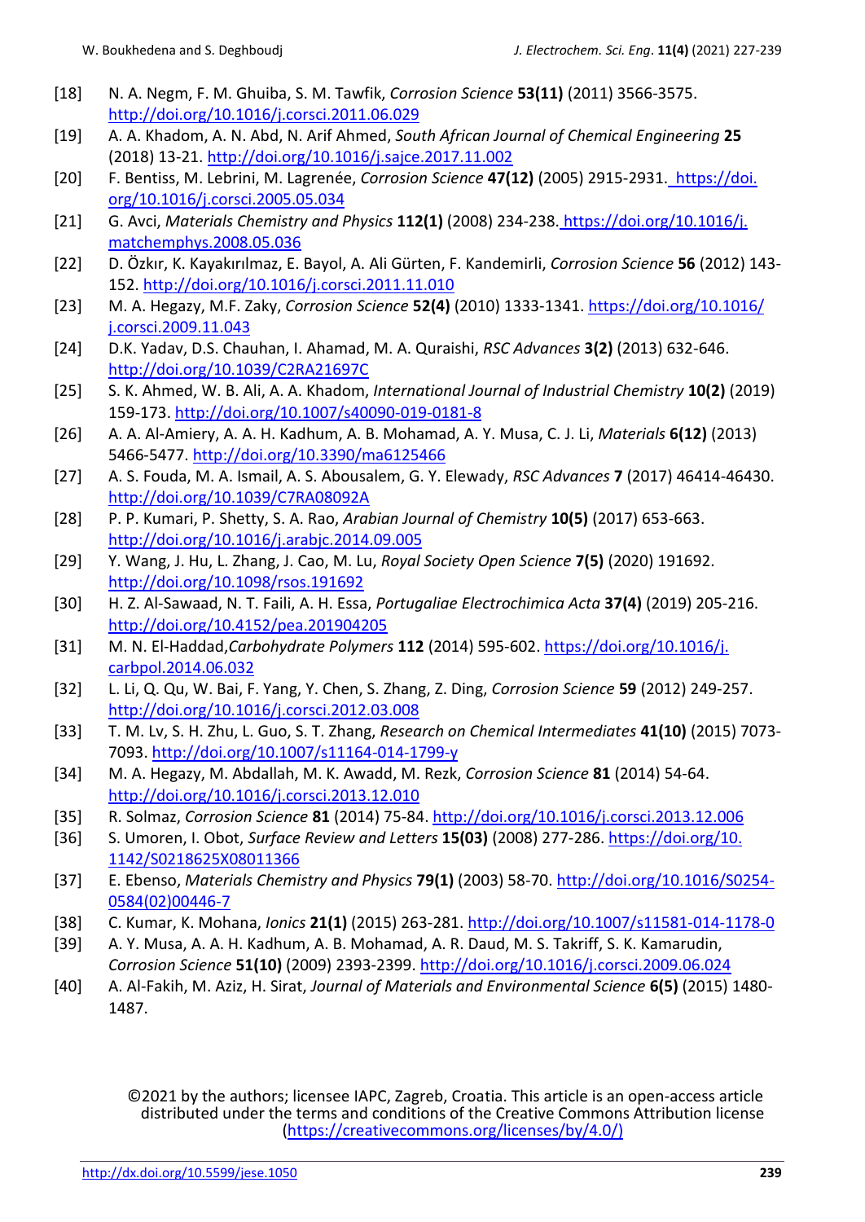[18] N. A. Negm, F. M. Ghuiba, S. M. Tawfik, *Corrosion Science* **53(11)** (2011) 3566-3575. http://doi.org/10.1016/j.corsci.2011.06.029

[19] A. A. Khadom, A. N. Abd, N. Arif Ahmed, *South African Journal of Chemical Engineering* **25** (2018) 13-21. http://doi.org/10.1016/j.sajce.2017.11.002

[20] F. Bentiss, M. Lebrini, M. Lagrenée, *Corrosion Science* **47(12)** (2005) 2915-2931. https://doi.org/10.1016/j.corsci.2005.05.034

[21] G. Avci, *Materials Chemistry and Physics* **112(1)** (2008) 234-238. https://doi.org/10.1016/j.matchemphys.2008.05.036

[22] D. Özkır, K. Kayakırılmaz, E. Bayol, A. Ali Gürten, F. Kandemirli, *Corrosion Science* **56** (2012) 143-152. http://doi.org/10.1016/j.corsci.2011.11.010

[23] M. A. Hegazy, M.F. Zaky, *Corrosion Science* **52(4)** (2010) 1333-1341. https://doi.org/10.1016/j.corsci.2009.11.043

[24] D.K. Yadav, D.S. Chauhan, I. Ahamad, M. A. Quraishi, *RSC Advances* **3(2)** (2013) 632-646. http://doi.org/10.1039/C2RA21697C

[25] S. K. Ahmed, W. B. Ali, A. A. Khadom, *International Journal of Industrial Chemistry* **10(2)** (2019) 159-173. http://doi.org/10.1007/s40090-019-0181-8

[26] A. A. Al-Amiery, A. A. H. Kadhum, A. B. Mohamad, A. Y. Musa, C. J. Li, *Materials* **6(12)** (2013) 5466-5477. http://doi.org/10.3390/ma6125466

[27] A. S. Fouda, M. A. Ismail, A. S. Abousalem, G. Y. Elewady, *RSC Advances* **7** (2017) 46414-46430. http://doi.org/10.1039/C7RA08092A

[28] P. P. Kumari, P. Shetty, S. A. Rao, *Arabian Journal of Chemistry* **10(5)** (2017) 653-663. http://doi.org/10.1016/j.arabjc.2014.09.005

[29] Y. Wang, J. Hu, L. Zhang, J. Cao, M. Lu, *Royal Society Open Science* **7(5)** (2020) 191692. http://doi.org/10.1098/rsos.191692

[30] H. Z. Al-Sawaad, N. T. Faili, A. H. Essa, *Portugaliae Electrochimica Acta* **37(4)** (2019) 205-216. http://doi.org/10.4152/pea.201904205

[31] M. N. El-Haddad,*Carbohydrate Polymers* **112** (2014) 595-602. https://doi.org/10.1016/j.carbpol.2014.06.032

[32] L. Li, Q. Qu, W. Bai, F. Yang, Y. Chen, S. Zhang, Z. Ding, *Corrosion Science* **59** (2012) 249-257. http://doi.org/10.1016/j.corsci.2012.03.008

[33] T. M. Lv, S. H. Zhu, L. Guo, S. T. Zhang, *Research on Chemical Intermediates* **41(10)** (2015) 7073-7093. http://doi.org/10.1007/s11164-014-1799-y

[34] M. A. Hegazy, M. Abdallah, M. K. Awadd, M. Rezk, *Corrosion Science* **81** (2014) 54-64. http://doi.org/10.1016/j.corsci.2013.12.010

[35] R. Solmaz, *Corrosion Science* **81** (2014) 75-84. http://doi.org/10.1016/j.corsci.2013.12.006

[36] S. Umoren, I. Obot, *Surface Review and Letters* **15(03)** (2008) 277-286. https://doi.org/10.1142/S0218625X08011366

[37] E. Ebenso, *Materials Chemistry and Physics* **79(1)** (2003) 58-70. http://doi.org/10.1016/S0254-0584(02)00446-7

[38] C. Kumar, K. Mohana, *Ionics* **21(1)** (2015) 263-281. http://doi.org/10.1007/s11581-014-1178-0

[39] A. Y. Musa, A. A. H. Kadhum, A. B. Mohamad, A. R. Daud, M. S. Takriff, S. K. Kamarudin, *Corrosion Science* **51(10)** (2009) 2393-2399. http://doi.org/10.1016/j.corsci.2009.06.024

[40] A. Al-Fakih, M. Aziz, H. Sirat, *Journal of Materials and Environmental Science* **6(5)** (2015) 1480-1487.

©2021 by the authors; licensee IAPC, Zagreb, Croatia. This article is an open-access article distributed under the terms and conditions of the Creative Commons Attribution license (https://creativecommons.org/licenses/by/4.0/)